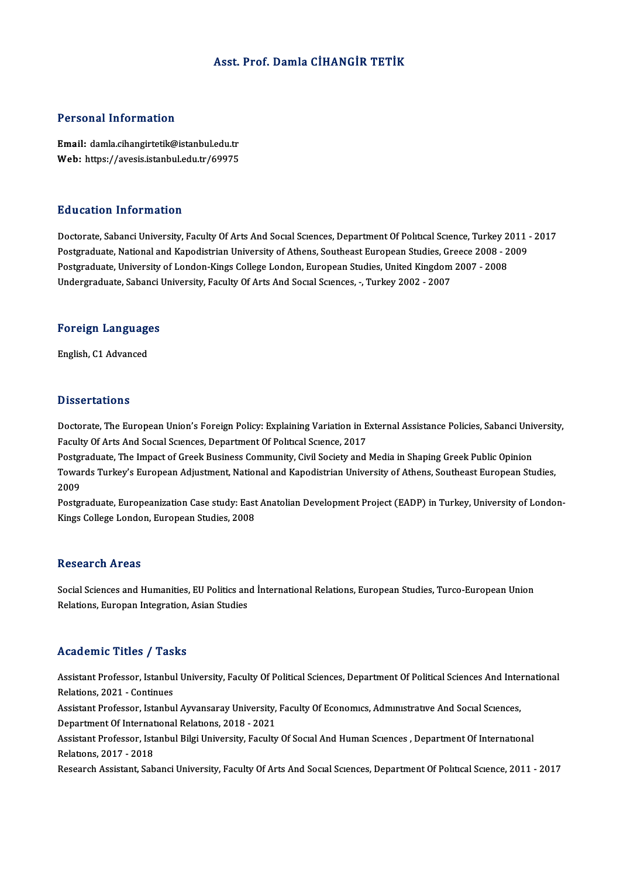# Asst. Prof. Damla CİHANGİR TETİK

## Personal Information

**Email:** damla.cihangirtetik@istanbul.edu.tr
**Web:** https://avesis.istanbul.edu.tr/69975

## Education Information

Doctorate, Sabanci University, Faculty Of Arts And Socıal Scıences, Department Of Polıtıcal Scıence, Turkey 2011 - 2017
Postgraduate, National and Kapodistrian University of Athens, Southeast European Studies, Greece 2008 - 2009
Postgraduate, University of London-Kings College London, European Studies, United Kingdom 2007 - 2008
Undergraduate, Sabanci University, Faculty Of Arts And Socıal Scıences, -, Turkey 2002 - 2007

## Foreign Languages

English, C1 Advanced

## Dissertations

Doctorate, The European Union's Foreign Policy: Explaining Variation in External Assistance Policies, Sabanci University, Faculty Of Arts And Socıal Scıences, Department Of Polıtıcal Scıence, 2017
Postgraduate, The Impact of Greek Business Community, Civil Society and Media in Shaping Greek Public Opinion Towards Turkey's European Adjustment, National and Kapodistrian University of Athens, Southeast European Studies, 2009
Postgraduate, Europeanization Case study: East Anatolian Development Project (EADP) in Turkey, University of London-Kings College London, European Studies, 2008

## Research Areas

Social Sciences and Humanities, EU Politics and İnternational Relations, European Studies, Turco-European Union Relations, Europan Integration, Asian Studies

## Academic Titles / Tasks

Assistant Professor, Istanbul University, Faculty Of Political Sciences, Department Of Political Sciences And International Relations, 2021 - Continues
Assistant Professor, Istanbul Ayvansaray University, Faculty Of Economıcs, Admınıstratıve And Socıal Scıences, Department Of Internatıonal Relatıons, 2018 - 2021
Assistant Professor, Istanbul Bilgi University, Faculty Of Socıal And Human Scıences , Department Of Internatıonal Relatıons, 2017 - 2018
Research Assistant, Sabanci University, Faculty Of Arts And Socıal Scıences, Department Of Polıtıcal Scıence, 2011 - 2017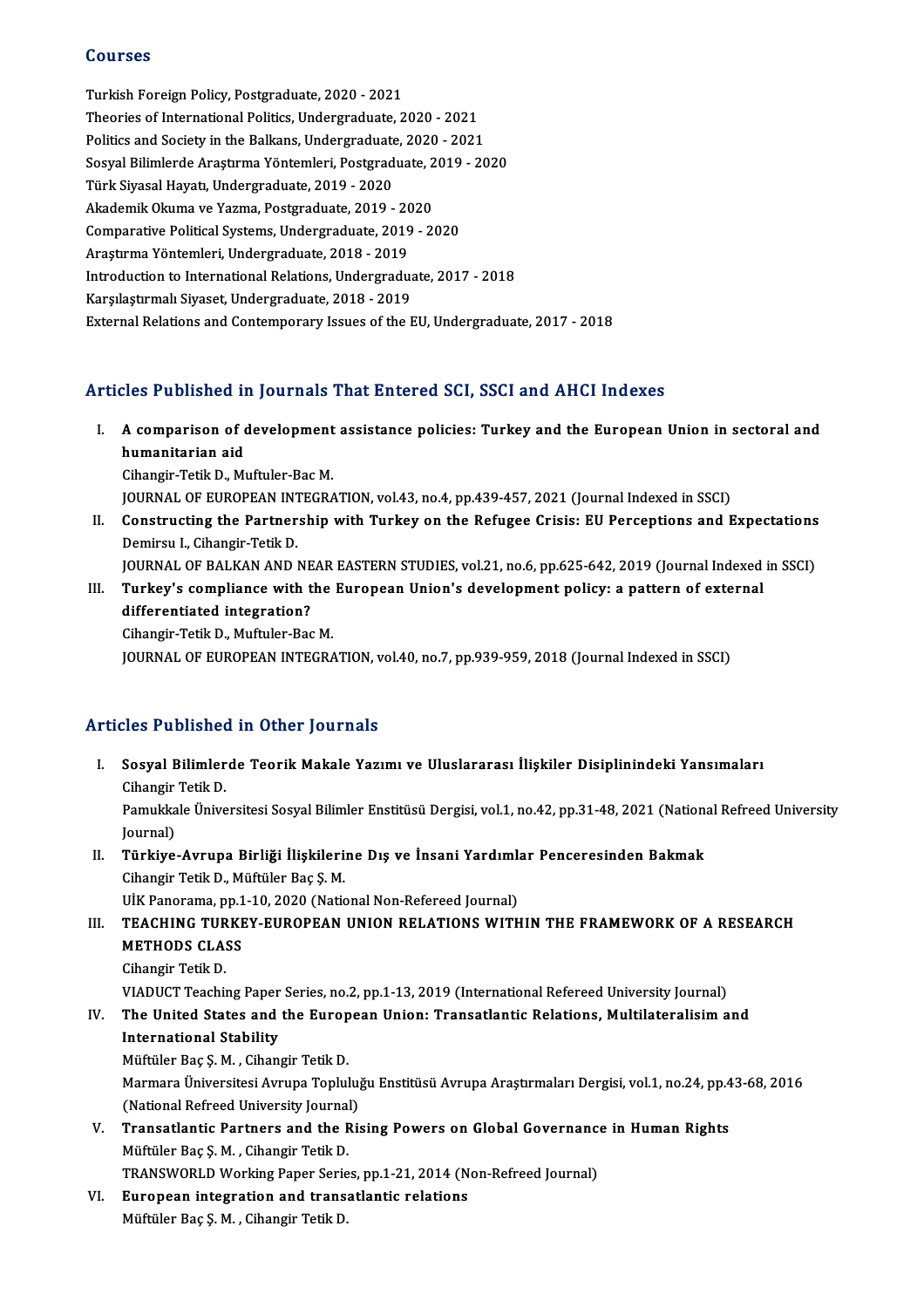## Courses

Turkish Foreign Policy, Postgraduate, 2020 - 2021
Theories of International Politics, Undergraduate, 2020 - 2021
Politics and Society in the Balkans, Undergraduate, 2020 - 2021
Sosyal Bilimlerde Araştırma Yöntemleri, Postgraduate, 2019 - 2020
Türk Siyasal Hayatı, Undergraduate, 2019 - 2020
Akademik Okuma ve Yazma, Postgraduate, 2019 - 2020
Comparative Political Systems, Undergraduate, 2019 - 2020
Araştırma Yöntemleri, Undergraduate, 2018 - 2019
Introduction to International Relations, Undergraduate, 2017 - 2018
Karşılaştırmalı Siyaset, Undergraduate, 2018 - 2019
External Relations and Contemporary Issues of the EU, Undergraduate, 2017 - 2018

## Articles Published in Journals That Entered SCI, SSCI and AHCI Indexes

I. **A comparison of development assistance policies: Turkey and the European Union in sectoral and humanitarian aid**
Cihangir-Tetik D., Muftuler-Bac M.
JOURNAL OF EUROPEAN INTEGRATION, vol.43, no.4, pp.439-457, 2021 (Journal Indexed in SSCI)

II. **Constructing the Partnership with Turkey on the Refugee Crisis: EU Perceptions and Expectations**
Demirsu I., Cihangir-Tetik D.
JOURNAL OF BALKAN AND NEAR EASTERN STUDIES, vol.21, no.6, pp.625-642, 2019 (Journal Indexed in SSCI)

III. **Turkey's compliance with the European Union's development policy: a pattern of external differentiated integration?**
Cihangir-Tetik D., Muftuler-Bac M.
JOURNAL OF EUROPEAN INTEGRATION, vol.40, no.7, pp.939-959, 2018 (Journal Indexed in SSCI)

## Articles Published in Other Journals

I. **Sosyal Bilimlerde Teorik Makale Yazımı ve Uluslararası İlişkiler Disiplinindeki Yansımaları**
Cihangir Tetik D.
Pamukkale Üniversitesi Sosyal Bilimler Enstitüsü Dergisi, vol.1, no.42, pp.31-48, 2021 (National Refreed University Journal)

II. **Türkiye-Avrupa Birliği İlişkilerine Dış ve İnsani Yardımlar Penceresinden Bakmak**
Cihangir Tetik D., Müftüler Baç Ş. M.
UİK Panorama, pp.1-10, 2020 (National Non-Refereed Journal)

III. **TEACHING TURKEY-EUROPEAN UNION RELATIONS WITHIN THE FRAMEWORK OF A RESEARCH METHODS CLASS**
Cihangir Tetik D.
VIADUCT Teaching Paper Series, no.2, pp.1-13, 2019 (International Refereed University Journal)

IV. **The United States and the European Union: Transatlantic Relations, Multilateralisim and International Stability**
Müftüler Baç Ş. M. , Cihangir Tetik D.
Marmara Üniversitesi Avrupa Topluluğu Enstitüsü Avrupa Araştırmaları Dergisi, vol.1, no.24, pp.43-68, 2016 (National Refreed University Journal)

V. **Transatlantic Partners and the Rising Powers on Global Governance in Human Rights**
Müftüler Baç Ş. M. , Cihangir Tetik D.
TRANSWORLD Working Paper Series, pp.1-21, 2014 (Non-Refreed Journal)

VI. **European integration and transatlantic relations**
Müftüler Baç Ş. M. , Cihangir Tetik D.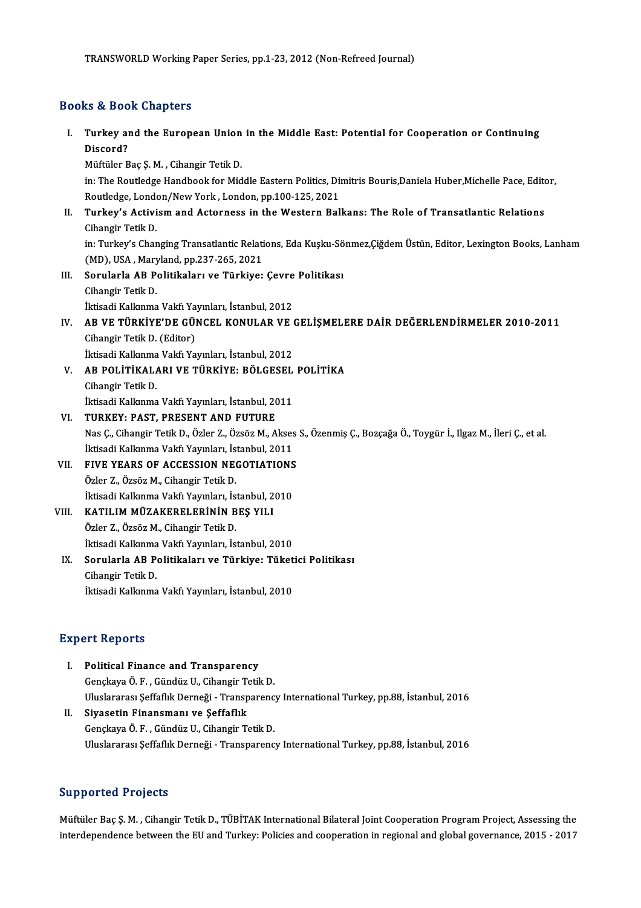TRANSWORLD Working Paper Series, pp.1-23, 2012 (Non-Refreed Journal)

## Books & Book Chapters

I. **Turkey and the European Union in the Middle East: Potential for Cooperation or Continuing Discord?**
Müftüler Baç Ş. M. , Cihangir Tetik D.
in: The Routledge Handbook for Middle Eastern Politics, Dimitris Bouris,Daniela Huber,Michelle Pace, Editor, Routledge, London/New York , London, pp.100-125, 2021

II. **Turkey's Activism and Actorness in the Western Balkans: The Role of Transatlantic Relations**
Cihangir Tetik D.
in: Turkey's Changing Transatlantic Relations, Eda Kuşku-Sönmez,Çiğdem Üstün, Editor, Lexington Books, Lanham (MD), USA , Maryland, pp.237-265, 2021

III. **Sorularla AB Politikaları ve Türkiye: Çevre Politikası**
Cihangir Tetik D.
İktisadi Kalkınma Vakfı Yayınları, İstanbul, 2012

IV. **AB VE TÜRKİYE'DE GÜNCEL KONULAR VE GELİŞMELERE DAİR DEĞERLENDİRMELER 2010-2011**
Cihangir Tetik D. (Editor)
İktisadi Kalkınma Vakfı Yayınları, İstanbul, 2012

V. **AB POLİTİKALARI VE TÜRKİYE: BÖLGESEL POLİTİKA**
Cihangir Tetik D.
İktisadi Kalkınma Vakfı Yayınları, İstanbul, 2011

VI. **TURKEY: PAST, PRESENT AND FUTURE**
Nas Ç., Cihangir Tetik D., Özler Z., Özsöz M., Akses S., Özenmiş Ç., Bozçağa Ö., Toygür İ., Ilgaz M., İleri Ç., et al.
İktisadi Kalkınma Vakfı Yayınları, İstanbul, 2011

VII. **FIVE YEARS OF ACCESSION NEGOTIATIONS**
Özler Z., Özsöz M., Cihangir Tetik D.
İktisadi Kalkınma Vakfı Yayınları, İstanbul, 2010

VIII. **KATILIM MÜZAKERELERİNİN BEŞ YILI**
Özler Z., Özsöz M., Cihangir Tetik D.
İktisadi Kalkınma Vakfı Yayınları, İstanbul, 2010

IX. **Sorularla AB Politikaları ve Türkiye: Tüketici Politikası**
Cihangir Tetik D.
İktisadi Kalkınma Vakfı Yayınları, İstanbul, 2010

## Expert Reports

I. **Political Finance and Transparency**
Gençkaya Ö. F. , Gündüz U., Cihangir Tetik D.
Uluslararası Şeffaflık Derneği - Transparency International Turkey, pp.88, İstanbul, 2016

II. **Siyasetin Finansmanı ve Şeffaflık**
Gençkaya Ö. F. , Gündüz U., Cihangir Tetik D.
Uluslararası Şeffaflık Derneği - Transparency International Turkey, pp.88, İstanbul, 2016

## Supported Projects

Müftüler Baç Ş. M. , Cihangir Tetik D., TÜBİTAK International Bilateral Joint Cooperation Program Project, Assessing the interdependence between the EU and Turkey: Policies and cooperation in regional and global governance, 2015 - 2017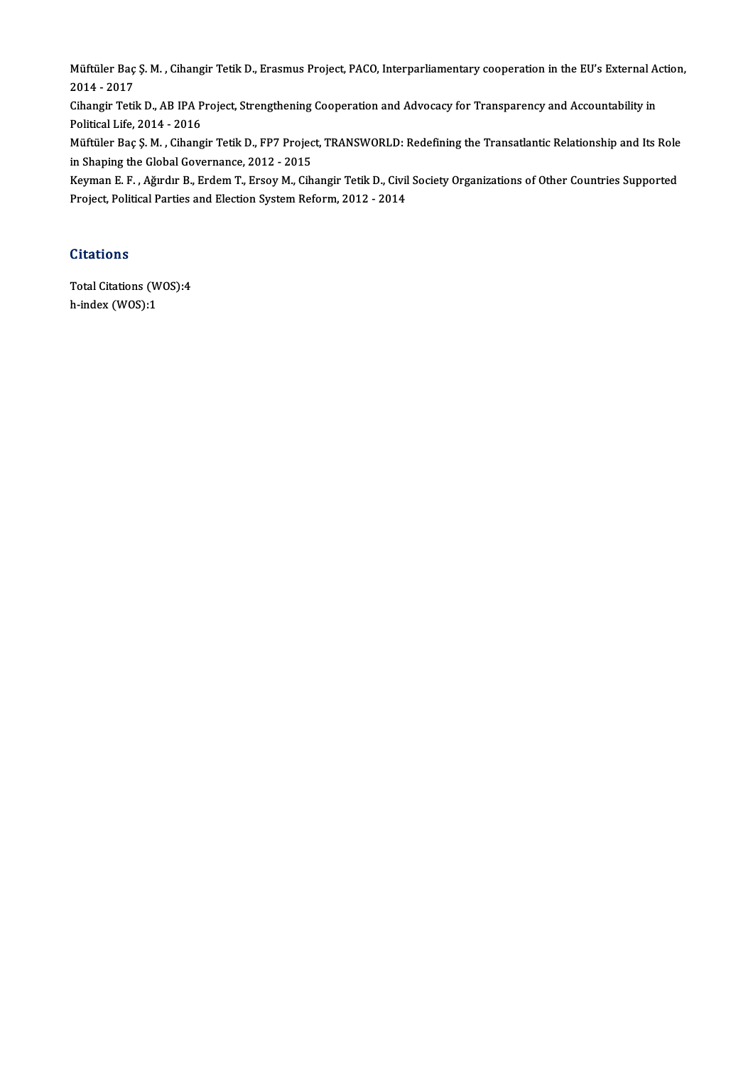Müftüler Baç Ş. M. , Cihangir Tetik D., Erasmus Project, PACO, Interparliamentary cooperation in the EU's External Action, 2014 - 2017

Cihangir Tetik D., AB IPA Project, Strengthening Cooperation and Advocacy for Transparency and Accountability in Political Life, 2014 - 2016

Müftüler Baç Ş. M. , Cihangir Tetik D., FP7 Project, TRANSWORLD: Redefining the Transatlantic Relationship and Its Role in Shaping the Global Governance, 2012 - 2015

Keyman E. F. , Ağırdır B., Erdem T., Ersoy M., Cihangir Tetik D., Civil Society Organizations of Other Countries Supported Project, Political Parties and Election System Reform, 2012 - 2014

## Citations

Total Citations (WOS):4

h-index (WOS):1